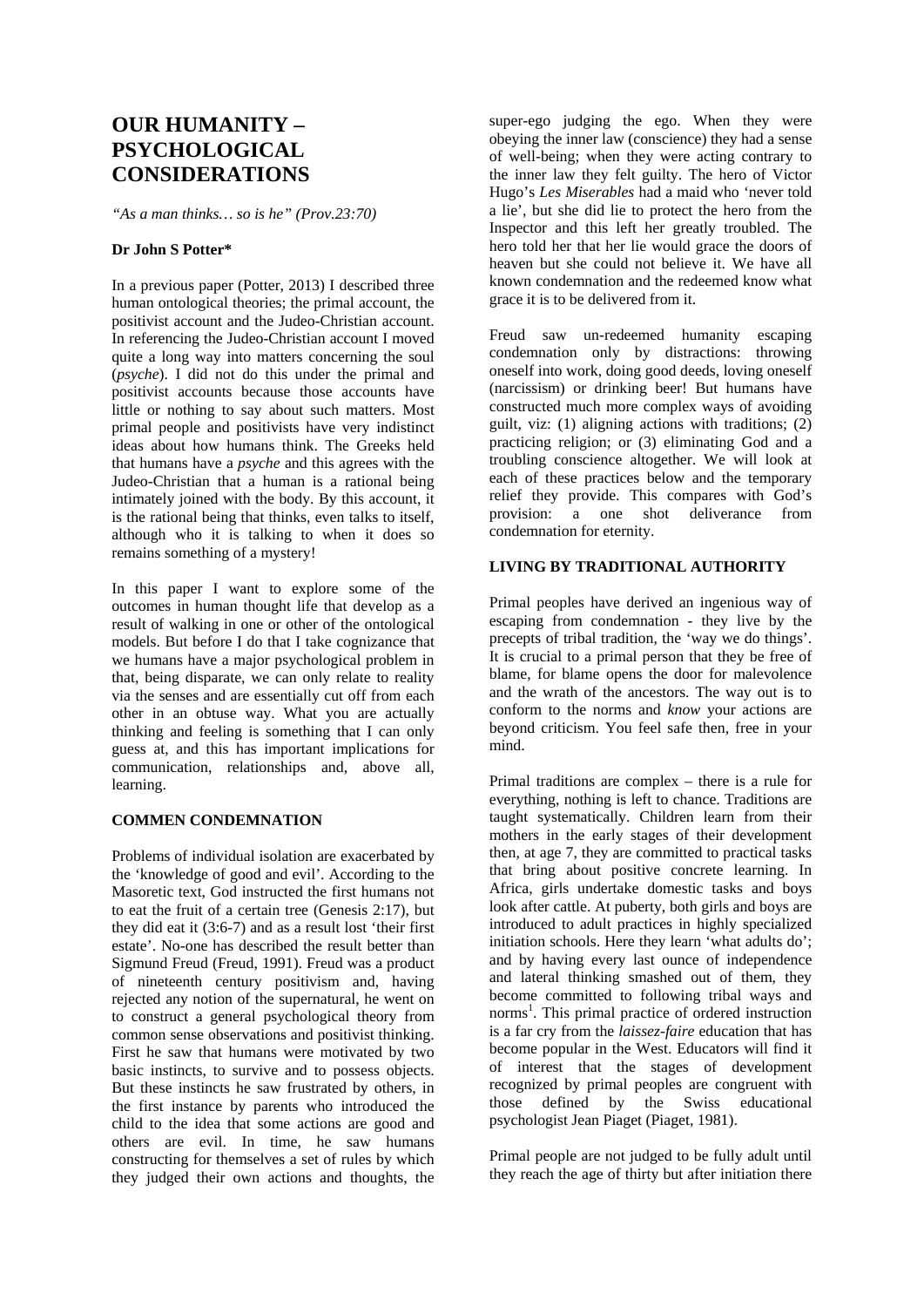# OUR HUMANITY – PSYCHOLOGICAL CONSIDERATIONS

*"As a man thinks… so is he" (Prov.23:70)*

**Dr John S Potter***

In a previous paper (Potter, 2013) I described three human ontological theories; the primal account, the positivist account and the Judeo-Christian account. In referencing the Judeo-Christian account I moved quite a long way into matters concerning the soul (*psyche*). I did not do this under the primal and positivist accounts because those accounts have little or nothing to say about such matters. Most primal people and positivists have very indistinct ideas about how humans think. The Greeks held that humans have a *psyche* and this agrees with the Judeo-Christian that a human is a rational being intimately joined with the body. By this account, it is the rational being that thinks, even talks to itself, although who it is talking to when it does so remains something of a mystery!

In this paper I want to explore some of the outcomes in human thought life that develop as a result of walking in one or other of the ontological models. But before I do that I take cognizance that we humans have a major psychological problem in that, being disparate, we can only relate to reality via the senses and are essentially cut off from each other in an obtuse way. What you are actually thinking and feeling is something that I can only guess at, and this has important implications for communication, relationships and, above all, learning.

### COMMEN CONDEMNATION

Problems of individual isolation are exacerbated by the 'knowledge of good and evil'. According to the Masoretic text, God instructed the first humans not to eat the fruit of a certain tree (Genesis 2:17), but they did eat it (3:6-7) and as a result lost 'their first estate'. No-one has described the result better than Sigmund Freud (Freud, 1991). Freud was a product of nineteenth century positivism and, having rejected any notion of the supernatural, he went on to construct a general psychological theory from common sense observations and positivist thinking. First he saw that humans were motivated by two basic instincts, to survive and to possess objects. But these instincts he saw frustrated by others, in the first instance by parents who introduced the child to the idea that some actions are good and others are evil. In time, he saw humans constructing for themselves a set of rules by which they judged their own actions and thoughts, the super-ego judging the ego. When they were obeying the inner law (conscience) they had a sense of well-being; when they were acting contrary to the inner law they felt guilty. The hero of Victor Hugo's *Les Miserables* had a maid who 'never told a lie', but she did lie to protect the hero from the Inspector and this left her greatly troubled. The hero told her that her lie would grace the doors of heaven but she could not believe it. We have all known condemnation and the redeemed know what grace it is to be delivered from it.

Freud saw un-redeemed humanity escaping condemnation only by distractions: throwing oneself into work, doing good deeds, loving oneself (narcissism) or drinking beer! But humans have constructed much more complex ways of avoiding guilt, viz: (1) aligning actions with traditions; (2) practicing religion; or (3) eliminating God and a troubling conscience altogether. We will look at each of these practices below and the temporary relief they provide. This compares with God's provision: a one shot deliverance from condemnation for eternity.

### LIVING BY TRADITIONAL AUTHORITY

Primal peoples have derived an ingenious way of escaping from condemnation - they live by the precepts of tribal tradition, the 'way we do things'. It is crucial to a primal person that they be free of blame, for blame opens the door for malevolence and the wrath of the ancestors. The way out is to conform to the norms and *know* your actions are beyond criticism. You feel safe then, free in your mind.

Primal traditions are complex – there is a rule for everything, nothing is left to chance. Traditions are taught systematically. Children learn from their mothers in the early stages of their development then, at age 7, they are committed to practical tasks that bring about positive concrete learning. In Africa, girls undertake domestic tasks and boys look after cattle. At puberty, both girls and boys are introduced to adult practices in highly specialized initiation schools. Here they learn 'what adults do'; and by having every last ounce of independence and lateral thinking smashed out of them, they become committed to following tribal ways and norms[1]. This primal practice of ordered instruction is a far cry from the *laissez-faire* education that has become popular in the West. Educators will find it of interest that the stages of development recognized by primal peoples are congruent with those defined by the Swiss educational psychologist Jean Piaget (Piaget, 1981).

Primal people are not judged to be fully adult until they reach the age of thirty but after initiation there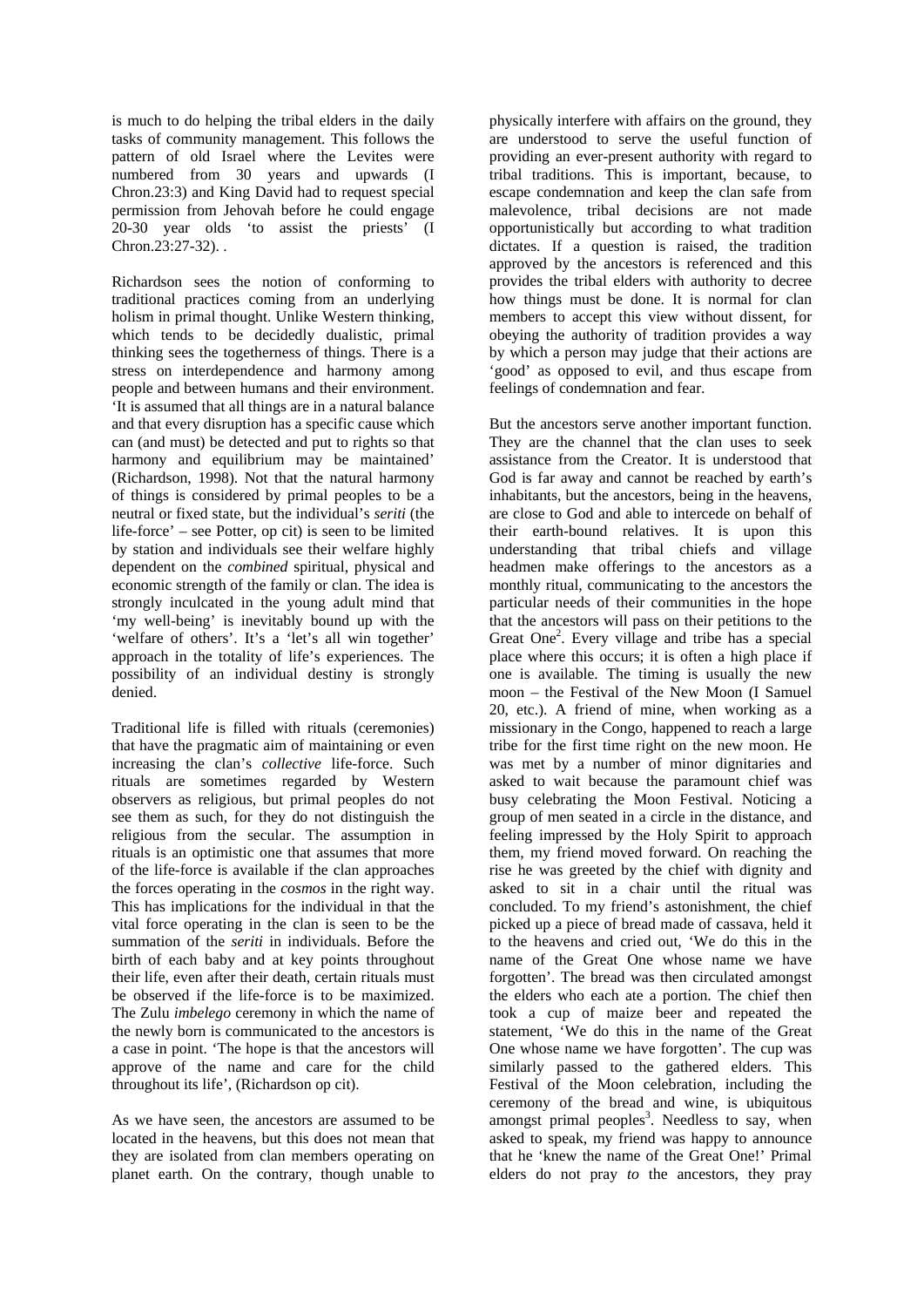is much to do helping the tribal elders in the daily tasks of community management. This follows the pattern of old Israel where the Levites were numbered from 30 years and upwards (I Chron.23:3) and King David had to request special permission from Jehovah before he could engage 20-30 year olds 'to assist the priests' (I Chron.23:27-32). .

Richardson sees the notion of conforming to traditional practices coming from an underlying holism in primal thought. Unlike Western thinking, which tends to be decidedly dualistic, primal thinking sees the togetherness of things. There is a stress on interdependence and harmony among people and between humans and their environment. 'It is assumed that all things are in a natural balance and that every disruption has a specific cause which can (and must) be detected and put to rights so that harmony and equilibrium may be maintained' (Richardson, 1998). Not that the natural harmony of things is considered by primal peoples to be a neutral or fixed state, but the individual's *seriti* (the life-force' – see Potter, op cit) is seen to be limited by station and individuals see their welfare highly dependent on the *combined* spiritual, physical and economic strength of the family or clan. The idea is strongly inculcated in the young adult mind that 'my well-being' is inevitably bound up with the 'welfare of others'. It's a 'let's all win together' approach in the totality of life's experiences. The possibility of an individual destiny is strongly denied.

Traditional life is filled with rituals (ceremonies) that have the pragmatic aim of maintaining or even increasing the clan's *collective* life-force. Such rituals are sometimes regarded by Western observers as religious, but primal peoples do not see them as such, for they do not distinguish the religious from the secular. The assumption in rituals is an optimistic one that assumes that more of the life-force is available if the clan approaches the forces operating in the *cosmos* in the right way. This has implications for the individual in that the vital force operating in the clan is seen to be the summation of the *seriti* in individuals. Before the birth of each baby and at key points throughout their life, even after their death, certain rituals must be observed if the life-force is to be maximized. The Zulu *imbelego* ceremony in which the name of the newly born is communicated to the ancestors is a case in point. 'The hope is that the ancestors will approve of the name and care for the child throughout its life', (Richardson op cit).

As we have seen, the ancestors are assumed to be located in the heavens, but this does not mean that they are isolated from clan members operating on planet earth. On the contrary, though unable to physically interfere with affairs on the ground, they are understood to serve the useful function of providing an ever-present authority with regard to tribal traditions. This is important, because, to escape condemnation and keep the clan safe from malevolence, tribal decisions are not made opportunistically but according to what tradition dictates. If a question is raised, the tradition approved by the ancestors is referenced and this provides the tribal elders with authority to decree how things must be done. It is normal for clan members to accept this view without dissent, for obeying the authority of tradition provides a way by which a person may judge that their actions are 'good' as opposed to evil, and thus escape from feelings of condemnation and fear.

But the ancestors serve another important function. They are the channel that the clan uses to seek assistance from the Creator. It is understood that God is far away and cannot be reached by earth's inhabitants, but the ancestors, being in the heavens, are close to God and able to intercede on behalf of their earth-bound relatives. It is upon this understanding that tribal chiefs and village headmen make offerings to the ancestors as a monthly ritual, communicating to the ancestors the particular needs of their communities in the hope that the ancestors will pass on their petitions to the Great One[2]. Every village and tribe has a special place where this occurs; it is often a high place if one is available. The timing is usually the new moon – the Festival of the New Moon (I Samuel 20, etc.). A friend of mine, when working as a missionary in the Congo, happened to reach a large tribe for the first time right on the new moon. He was met by a number of minor dignitaries and asked to wait because the paramount chief was busy celebrating the Moon Festival. Noticing a group of men seated in a circle in the distance, and feeling impressed by the Holy Spirit to approach them, my friend moved forward. On reaching the rise he was greeted by the chief with dignity and asked to sit in a chair until the ritual was concluded. To my friend's astonishment, the chief picked up a piece of bread made of cassava, held it to the heavens and cried out, 'We do this in the name of the Great One whose name we have forgotten'. The bread was then circulated amongst the elders who each ate a portion. The chief then took a cup of maize beer and repeated the statement, 'We do this in the name of the Great One whose name we have forgotten'. The cup was similarly passed to the gathered elders. This Festival of the Moon celebration, including the ceremony of the bread and wine, is ubiquitous amongst primal peoples[3]. Needless to say, when asked to speak, my friend was happy to announce that he 'knew the name of the Great One!' Primal elders do not pray *to* the ancestors, they pray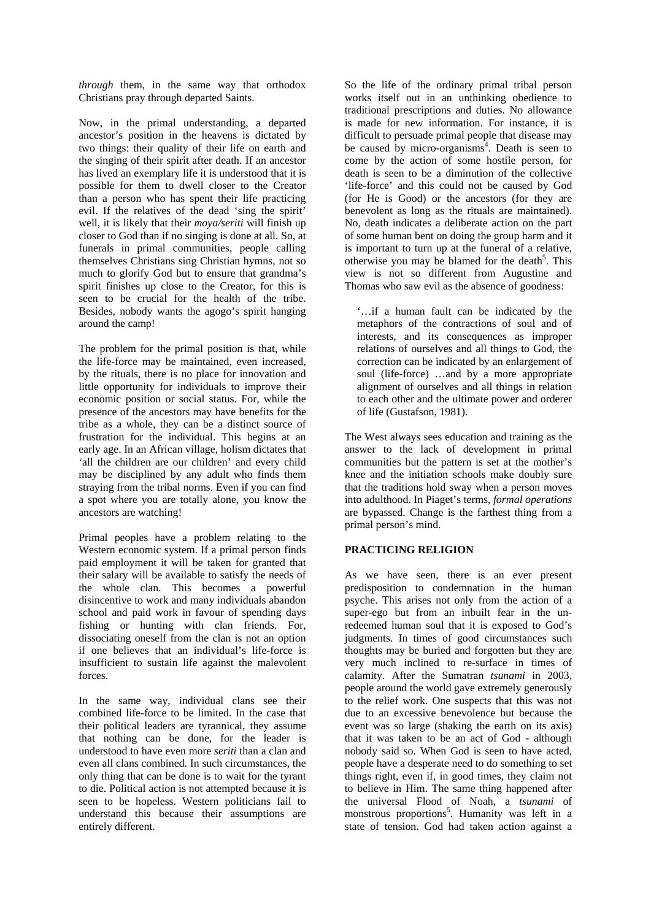*through* them, in the same way that orthodox Christians pray through departed Saints.

Now, in the primal understanding, a departed ancestor's position in the heavens is dictated by two things: their quality of their life on earth and the singing of their spirit after death. If an ancestor has lived an exemplary life it is understood that it is possible for them to dwell closer to the Creator than a person who has spent their life practicing evil. If the relatives of the dead 'sing the spirit' well, it is likely that their *moya/seriti* will finish up closer to God than if no singing is done at all. So, at funerals in primal communities, people calling themselves Christians sing Christian hymns, not so much to glorify God but to ensure that grandma's spirit finishes up close to the Creator, for this is seen to be crucial for the health of the tribe. Besides, nobody wants the agogo's spirit hanging around the camp!

The problem for the primal position is that, while the life-force may be maintained, even increased, by the rituals, there is no place for innovation and little opportunity for individuals to improve their economic position or social status. For, while the presence of the ancestors may have benefits for the tribe as a whole, they can be a distinct source of frustration for the individual. This begins at an early age. In an African village, holism dictates that 'all the children are our children' and every child may be disciplined by any adult who finds them straying from the tribal norms. Even if you can find a spot where you are totally alone, you know the ancestors are watching!

Primal peoples have a problem relating to the Western economic system. If a primal person finds paid employment it will be taken for granted that their salary will be available to satisfy the needs of the whole clan. This becomes a powerful disincentive to work and many individuals abandon school and paid work in favour of spending days fishing or hunting with clan friends. For, dissociating oneself from the clan is not an option if one believes that an individual's life-force is insufficient to sustain life against the malevolent forces.

In the same way, individual clans see their combined life-force to be limited. In the case that their political leaders are tyrannical, they assume that nothing can be done, for the leader is understood to have even more *seriti* than a clan and even all clans combined. In such circumstances, the only thing that can be done is to wait for the tyrant to die. Political action is not attempted because it is seen to be hopeless. Western politicians fail to understand this because their assumptions are entirely different.

So the life of the ordinary primal tribal person works itself out in an unthinking obedience to traditional prescriptions and duties. No allowance is made for new information. For instance, it is difficult to persuade primal people that disease may be caused by micro-organisms[4]. Death is seen to come by the action of some hostile person, for death is seen to be a diminution of the collective 'life-force' and this could not be caused by God (for He is Good) or the ancestors (for they are benevolent as long as the rituals are maintained). No, death indicates a deliberate action on the part of some human bent on doing the group harm and it is important to turn up at the funeral of a relative, otherwise you may be blamed for the death[5]. This view is not so different from Augustine and Thomas who saw evil as the absence of goodness:

> '…if a human fault can be indicated by the metaphors of the contractions of soul and of interests, and its consequences as improper relations of ourselves and all things to God, the correction can be indicated by an enlargement of soul (life-force) …and by a more appropriate alignment of ourselves and all things in relation to each other and the ultimate power and orderer of life (Gustafson, 1981).

The West always sees education and training as the answer to the lack of development in primal communities but the pattern is set at the mother's knee and the initiation schools make doubly sure that the traditions hold sway when a person moves into adulthood. In Piaget's terms, *formal operations* are bypassed. Change is the farthest thing from a primal person's mind.

## PRACTICING RELIGION

As we have seen, there is an ever present predisposition to condemnation in the human psyche. This arises not only from the action of a super-ego but from an inbuilt fear in the un-redeemed human soul that it is exposed to God's judgments. In times of good circumstances such thoughts may be buried and forgotten but they are very much inclined to re-surface in times of calamity. After the Sumatran *tsunami* in 2003, people around the world gave extremely generously to the relief work. One suspects that this was not due to an excessive benevolence but because the event was so large (shaking the earth on its axis) that it was taken to be an act of God - although nobody said so. When God is seen to have acted, people have a desperate need to do something to set things right, even if, in good times, they claim not to believe in Him. The same thing happened after the universal Flood of Noah, a *tsunami* of monstrous proportions[5]. Humanity was left in a state of tension. God had taken action against a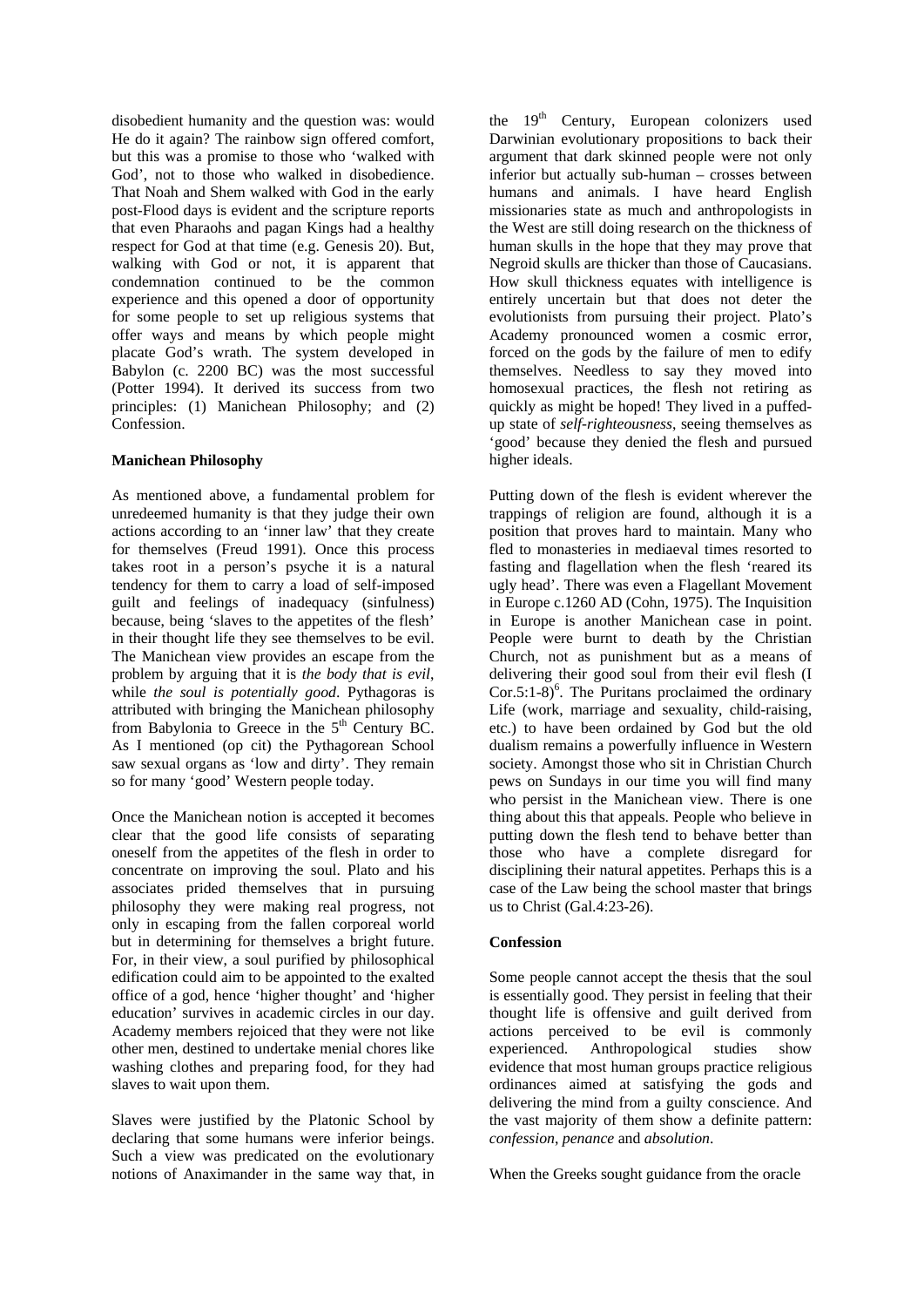disobedient humanity and the question was: would He do it again? The rainbow sign offered comfort, but this was a promise to those who 'walked with God', not to those who walked in disobedience. That Noah and Shem walked with God in the early post-Flood days is evident and the scripture reports that even Pharaohs and pagan Kings had a healthy respect for God at that time (e.g. Genesis 20). But, walking with God or not, it is apparent that condemnation continued to be the common experience and this opened a door of opportunity for some people to set up religious systems that offer ways and means by which people might placate God's wrath. The system developed in Babylon (c. 2200 BC) was the most successful (Potter 1994). It derived its success from two principles: (1) Manichean Philosophy; and (2) Confession.

**Manichean Philosophy**

As mentioned above, a fundamental problem for unredeemed humanity is that they judge their own actions according to an 'inner law' that they create for themselves (Freud 1991). Once this process takes root in a person's psyche it is a natural tendency for them to carry a load of self-imposed guilt and feelings of inadequacy (sinfulness) because, being 'slaves to the appetites of the flesh' in their thought life they see themselves to be evil. The Manichean view provides an escape from the problem by arguing that it is *the body that is evil*, while *the soul is potentially good*. Pythagoras is attributed with bringing the Manichean philosophy from Babylonia to Greece in the 5th Century BC. As I mentioned (op cit) the Pythagorean School saw sexual organs as 'low and dirty'. They remain so for many 'good' Western people today.

Once the Manichean notion is accepted it becomes clear that the good life consists of separating oneself from the appetites of the flesh in order to concentrate on improving the soul. Plato and his associates prided themselves that in pursuing philosophy they were making real progress, not only in escaping from the fallen corporeal world but in determining for themselves a bright future. For, in their view, a soul purified by philosophical edification could aim to be appointed to the exalted office of a god, hence 'higher thought' and 'higher education' survives in academic circles in our day. Academy members rejoiced that they were not like other men, destined to undertake menial chores like washing clothes and preparing food, for they had slaves to wait upon them.

Slaves were justified by the Platonic School by declaring that some humans were inferior beings. Such a view was predicated on the evolutionary notions of Anaximander in the same way that, in the 19th Century, European colonizers used Darwinian evolutionary propositions to back their argument that dark skinned people were not only inferior but actually sub-human – crosses between humans and animals. I have heard English missionaries state as much and anthropologists in the West are still doing research on the thickness of human skulls in the hope that they may prove that Negroid skulls are thicker than those of Caucasians. How skull thickness equates with intelligence is entirely uncertain but that does not deter the evolutionists from pursuing their project. Plato's Academy pronounced women a cosmic error, forced on the gods by the failure of men to edify themselves. Needless to say they moved into homosexual practices, the flesh not retiring as quickly as might be hoped! They lived in a puffed-up state of *self-righteousness*, seeing themselves as 'good' because they denied the flesh and pursued higher ideals.

Putting down of the flesh is evident wherever the trappings of religion are found, although it is a position that proves hard to maintain. Many who fled to monasteries in mediaeval times resorted to fasting and flagellation when the flesh 'reared its ugly head'. There was even a Flagellant Movement in Europe c.1260 AD (Cohn, 1975). The Inquisition in Europe is another Manichean case in point. People were burnt to death by the Christian Church, not as punishment but as a means of delivering their good soul from their evil flesh (I Cor.5:1-8)[6]. The Puritans proclaimed the ordinary Life (work, marriage and sexuality, child-raising, etc.) to have been ordained by God but the old dualism remains a powerfully influence in Western society. Amongst those who sit in Christian Church pews on Sundays in our time you will find many who persist in the Manichean view. There is one thing about this that appeals. People who believe in putting down the flesh tend to behave better than those who have a complete disregard for disciplining their natural appetites. Perhaps this is a case of the Law being the school master that brings us to Christ (Gal.4:23-26).

**Confession**

Some people cannot accept the thesis that the soul is essentially good. They persist in feeling that their thought life is offensive and guilt derived from actions perceived to be evil is commonly experienced. Anthropological studies show evidence that most human groups practice religious ordinances aimed at satisfying the gods and delivering the mind from a guilty conscience. And the vast majority of them show a definite pattern: *confession*, *penance* and *absolution*.

When the Greeks sought guidance from the oracle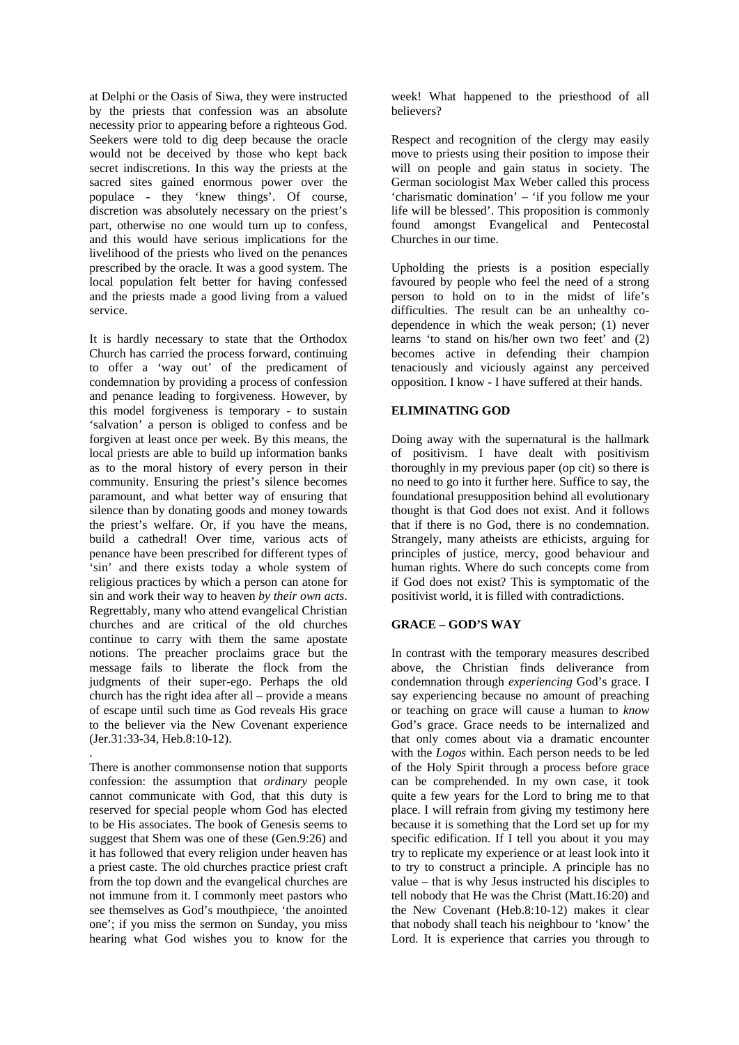at Delphi or the Oasis of Siwa, they were instructed by the priests that confession was an absolute necessity prior to appearing before a righteous God. Seekers were told to dig deep because the oracle would not be deceived by those who kept back secret indiscretions. In this way the priests at the sacred sites gained enormous power over the populace - they 'knew things'. Of course, discretion was absolutely necessary on the priest's part, otherwise no one would turn up to confess, and this would have serious implications for the livelihood of the priests who lived on the penances prescribed by the oracle. It was a good system. The local population felt better for having confessed and the priests made a good living from a valued service.

It is hardly necessary to state that the Orthodox Church has carried the process forward, continuing to offer a 'way out' of the predicament of condemnation by providing a process of confession and penance leading to forgiveness. However, by this model forgiveness is temporary - to sustain 'salvation' a person is obliged to confess and be forgiven at least once per week. By this means, the local priests are able to build up information banks as to the moral history of every person in their community. Ensuring the priest's silence becomes paramount, and what better way of ensuring that silence than by donating goods and money towards the priest's welfare. Or, if you have the means, build a cathedral! Over time, various acts of penance have been prescribed for different types of 'sin' and there exists today a whole system of religious practices by which a person can atone for sin and work their way to heaven *by their own acts*. Regrettably, many who attend evangelical Christian churches and are critical of the old churches continue to carry with them the same apostate notions. The preacher proclaims grace but the message fails to liberate the flock from the judgments of their super-ego. Perhaps the old church has the right idea after all – provide a means of escape until such time as God reveals His grace to the believer via the New Covenant experience (Jer.31:33-34, Heb.8:10-12).

There is another commonsense notion that supports confession: the assumption that *ordinary* people cannot communicate with God, that this duty is reserved for special people whom God has elected to be His associates. The book of Genesis seems to suggest that Shem was one of these (Gen.9:26) and it has followed that every religion under heaven has a priest caste. The old churches practice priest craft from the top down and the evangelical churches are not immune from it. I commonly meet pastors who see themselves as God's mouthpiece, 'the anointed one'; if you miss the sermon on Sunday, you miss hearing what God wishes you to know for the week! What happened to the priesthood of all believers?

Respect and recognition of the clergy may easily move to priests using their position to impose their will on people and gain status in society. The German sociologist Max Weber called this process 'charismatic domination' – 'if you follow me your life will be blessed'. This proposition is commonly found amongst Evangelical and Pentecostal Churches in our time.

Upholding the priests is a position especially favoured by people who feel the need of a strong person to hold on to in the midst of life's difficulties. The result can be an unhealthy co-dependence in which the weak person; (1) never learns 'to stand on his/her own two feet' and (2) becomes active in defending their champion tenaciously and viciously against any perceived opposition. I know - I have suffered at their hands.

## ELIMINATING GOD

Doing away with the supernatural is the hallmark of positivism. I have dealt with positivism thoroughly in my previous paper (op cit) so there is no need to go into it further here. Suffice to say, the foundational presupposition behind all evolutionary thought is that God does not exist. And it follows that if there is no God, there is no condemnation. Strangely, many atheists are ethicists, arguing for principles of justice, mercy, good behaviour and human rights. Where do such concepts come from if God does not exist? This is symptomatic of the positivist world, it is filled with contradictions.

## GRACE – GOD'S WAY

In contrast with the temporary measures described above, the Christian finds deliverance from condemnation through *experiencing* God's grace. I say experiencing because no amount of preaching or teaching on grace will cause a human to *know* God's grace. Grace needs to be internalized and that only comes about via a dramatic encounter with the *Logos* within. Each person needs to be led of the Holy Spirit through a process before grace can be comprehended. In my own case, it took quite a few years for the Lord to bring me to that place. I will refrain from giving my testimony here because it is something that the Lord set up for my specific edification. If I tell you about it you may try to replicate my experience or at least look into it to try to construct a principle. A principle has no value – that is why Jesus instructed his disciples to tell nobody that He was the Christ (Matt.16:20) and the New Covenant (Heb.8:10-12) makes it clear that nobody shall teach his neighbour to 'know' the Lord. It is experience that carries you through to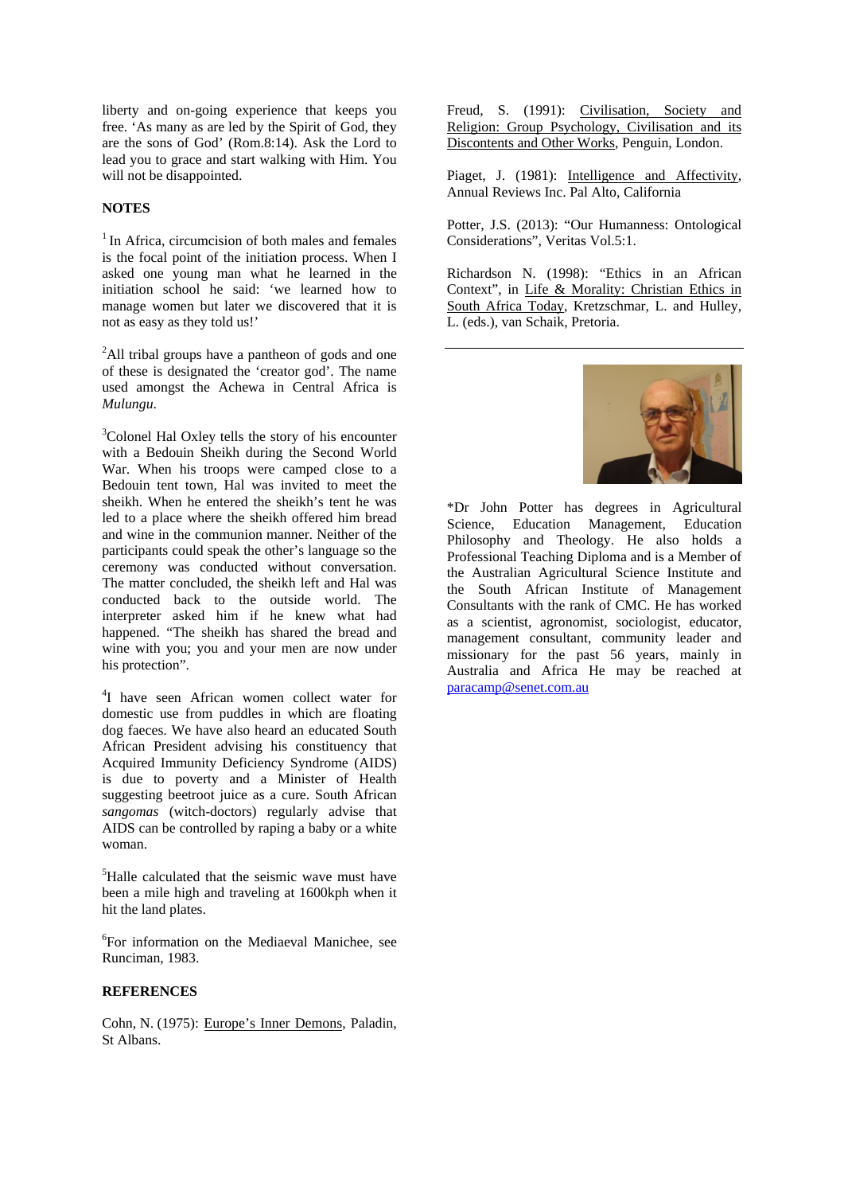liberty and on-going experience that keeps you free. 'As many as are led by the Spirit of God, they are the sons of God' (Rom.8:14). Ask the Lord to lead you to grace and start walking with Him. You will not be disappointed.

## NOTES

[1] In Africa, circumcision of both males and females is the focal point of the initiation process. When I asked one young man what he learned in the initiation school he said: 'we learned how to manage women but later we discovered that it is not as easy as they told us!'

[2] All tribal groups have a pantheon of gods and one of these is designated the 'creator god'. The name used amongst the Achewa in Central Africa is *Mulungu*.

[3] Colonel Hal Oxley tells the story of his encounter with a Bedouin Sheikh during the Second World War. When his troops were camped close to a Bedouin tent town, Hal was invited to meet the sheikh. When he entered the sheikh's tent he was led to a place where the sheikh offered him bread and wine in the communion manner. Neither of the participants could speak the other's language so the ceremony was conducted without conversation. The matter concluded, the sheikh left and Hal was conducted back to the outside world. The interpreter asked him if he knew what had happened. "The sheikh has shared the bread and wine with you; you and your men are now under his protection".

[4] I have seen African women collect water for domestic use from puddles in which are floating dog faeces. We have also heard an educated South African President advising his constituency that Acquired Immunity Deficiency Syndrome (AIDS) is due to poverty and a Minister of Health suggesting beetroot juice as a cure. South African *sangomas* (witch-doctors) regularly advise that AIDS can be controlled by raping a baby or a white woman.

[5] Halle calculated that the seismic wave must have been a mile high and traveling at 1600kph when it hit the land plates.

[6] For information on the Mediaeval Manichee, see Runciman, 1983.

## REFERENCES

Cohn, N. (1975): Europe's Inner Demons, Paladin, St Albans.

Freud, S. (1991): Civilisation, Society and Religion: Group Psychology, Civilisation and its Discontents and Other Works, Penguin, London.

Piaget, J. (1981): Intelligence and Affectivity, Annual Reviews Inc. Pal Alto, California

Potter, J.S. (2013): "Our Humanness: Ontological Considerations", Veritas Vol.5:1.

Richardson N. (1998): "Ethics in an African Context", in Life & Morality: Christian Ethics in South Africa Today, Kretzschmar, L. and Hulley, L. (eds.), van Schaik, Pretoria.

---

*Dr John Potter has degrees in Agricultural Science, Education Management, Education Philosophy and Theology. He also holds a Professional Teaching Diploma and is a Member of the Australian Agricultural Science Institute and the South African Institute of Management Consultants with the rank of CMC. He has worked as a scientist, agronomist, sociologist, educator, management consultant, community leader and missionary for the past 56 years, mainly in Australia and Africa He may be reached at paracamp@senet.com.au